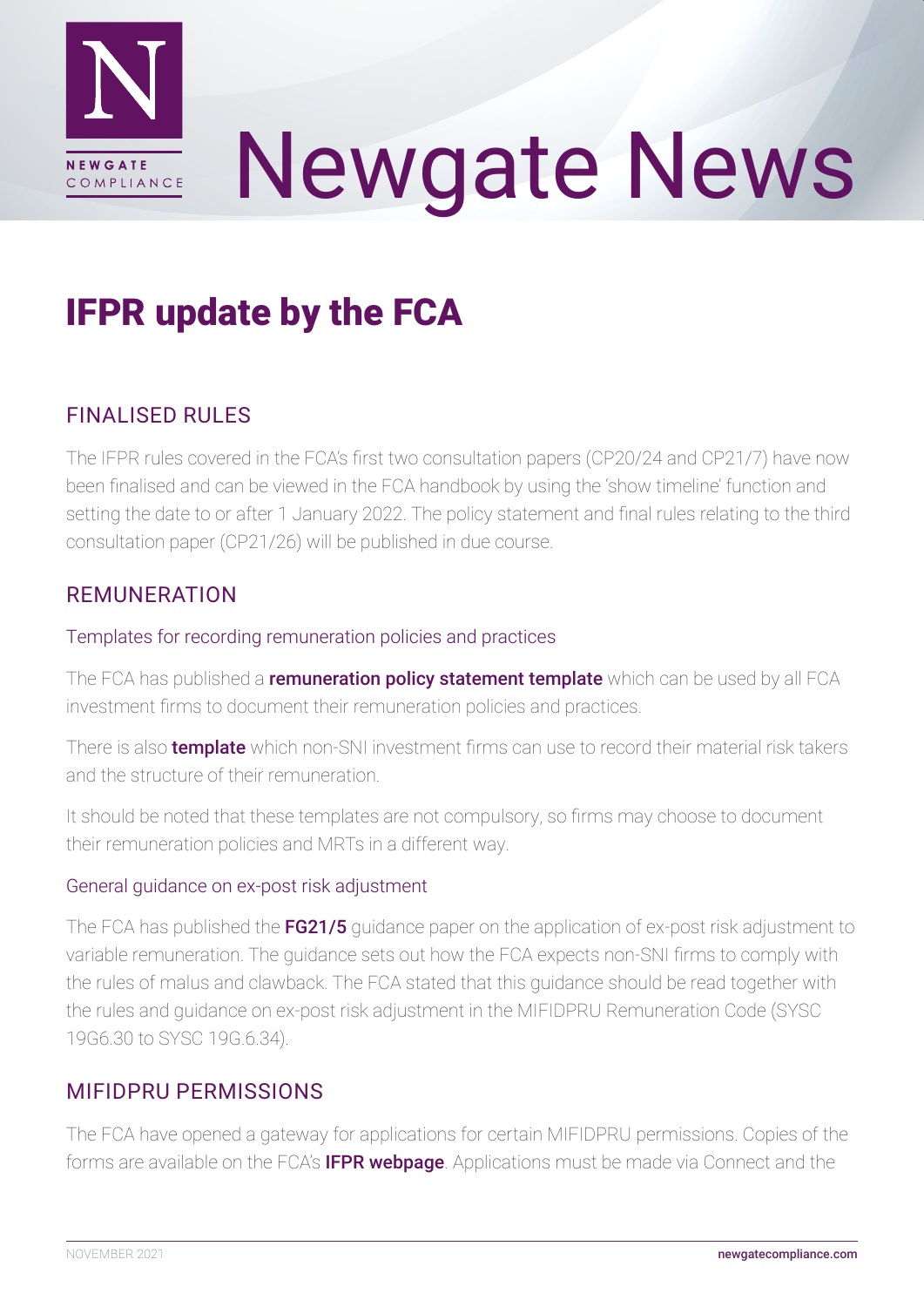# Newgate News

## IFPR update by the FCA

### FINALISED RULES

The IFPR rules covered in the FCA's first two consultation papers (CP20/24 and CP21/7) have now been finalised and can be viewed in the FCA handbook by using the 'show timeline' function and setting the date to or after 1 January 2022. The policy statement and final rules relating to the third consultation paper (CP21/26) will be published in due course.

### REMUNERATION

#### Templates for recording remuneration policies and practices

The FCA has published a **remuneration policy statement template** which can be used by all FCA investment firms to document their remuneration policies and practices.

There is also **template** which non-SNI investment firms can use to record their material risk takers and the structure of their remuneration.

It should be noted that these templates are not compulsory, so firms may choose to document their remuneration policies and MRTs in a different way.

#### General guidance on ex-post risk adjustment

The FCA has published the **FG21/5** guidance paper on the application of ex-post risk adjustment to variable remuneration. The guidance sets out how the FCA expects non-SNI firms to comply with the rules of malus and clawback. The FCA stated that this guidance should be read together with the rules and guidance on ex-post risk adjustment in the MIFIDPRU Remuneration Code (SYSC 19G6.30 to SYSC 19G.6.34).

### MIFIDPRU PERMISSIONS

The FCA have opened a gateway for applications for certain MIFIDPRU permissions. Copies of the forms are available on the FCA's **IFPR webpage**. Applications must be made via Connect and the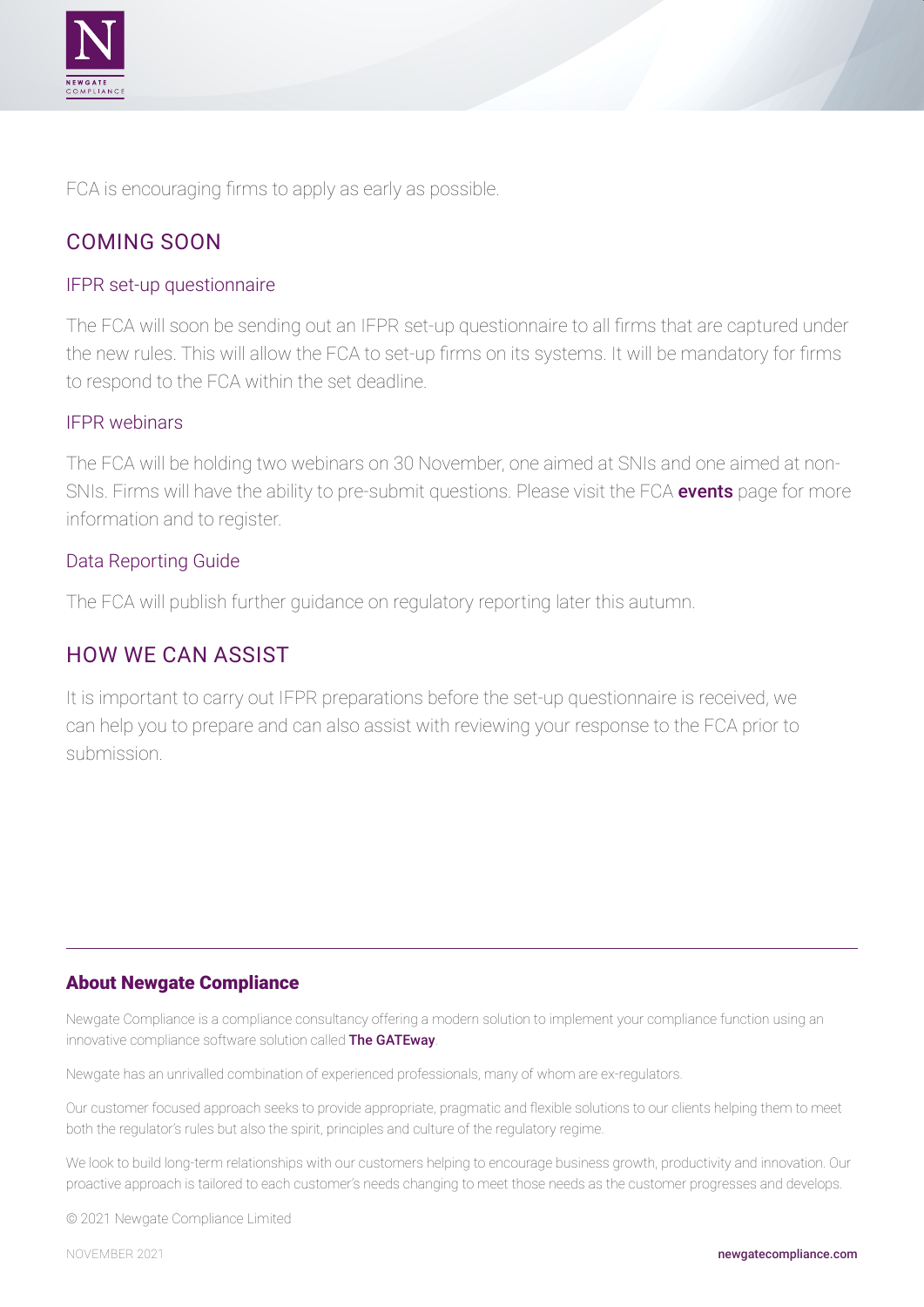FCA is encouraging firms to apply as early as possible.

## COMING SOON

### IFPR set-up questionnaire

The FCA will soon be sending out an IFPR set-up questionnaire to all firms that are captured under the new rules. This will allow the FCA to set-up firms on its systems. It will be mandatory for firms to respond to the FCA within the set deadline.

### IFPR webinars

The FCA will be holding two webinars on 30 November, one aimed at SNIs and one aimed at non-SNIs. Firms will have the ability to pre-submit questions. Please visit the FCA **events** page for more information and to register.

### Data Reporting Guide

The FCA will publish further guidance on regulatory reporting later this autumn.

## HOW WE CAN ASSIST

It is important to carry out IFPR preparations before the set-up questionnaire is received, we can help you to prepare and can also assist with reviewing your response to the FCA prior to submission.

---

**About Newgate Compliance**

Newgate Compliance is a compliance consultancy offering a modern solution to implement your compliance function using an innovative compliance software solution called **The GATEway**.

Newgate has an unrivalled combination of experienced professionals, many of whom are ex-regulators.

Our customer focused approach seeks to provide appropriate, pragmatic and flexible solutions to our clients helping them to meet both the regulator's rules but also the spirit, principles and culture of the regulatory regime.

We look to build long-term relationships with our customers helping to encourage business growth, productivity and innovation. Our proactive approach is tailored to each customer's needs changing to meet those needs as the customer progresses and develops.

© 2021 Newgate Compliance Limited

NOVEMBER 2021

newgatecompliance.com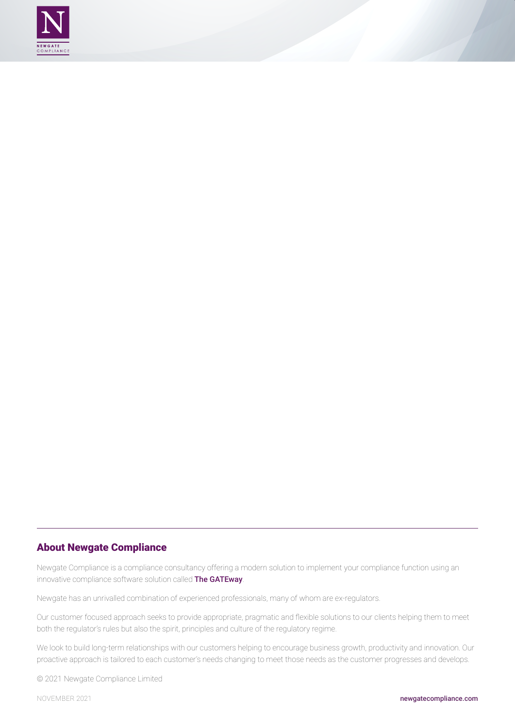## About Newgate Compliance

Newgate Compliance is a compliance consultancy offering a modern solution to implement your compliance function using an innovative compliance software solution called **The GATEway**.

Newgate has an unrivalled combination of experienced professionals, many of whom are ex-regulators.

Our customer focused approach seeks to provide appropriate, pragmatic and flexible solutions to our clients helping them to meet both the regulator's rules but also the spirit, principles and culture of the regulatory regime.

We look to build long-term relationships with our customers helping to encourage business growth, productivity and innovation. Our proactive approach is tailored to each customer's needs changing to meet those needs as the customer progresses and develops.

© 2021 Newgate Compliance Limited

NOVEMBER 2021

newgatecompliance.com